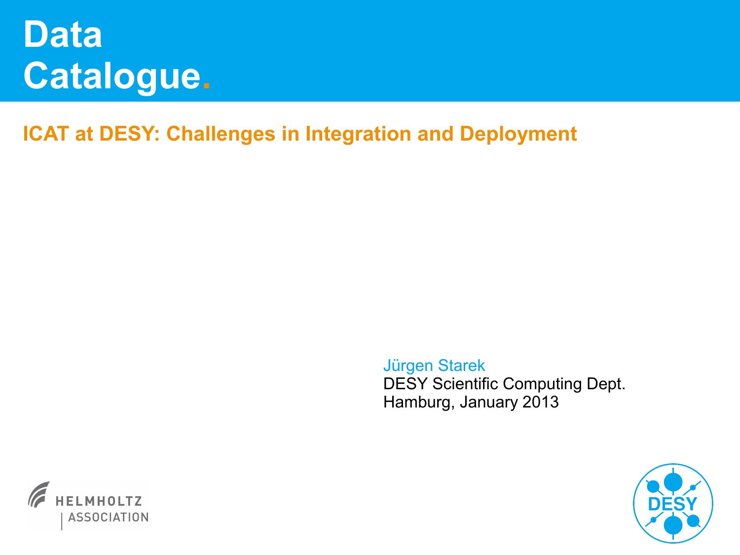# Data Catalogue.

## ICAT at DESY: Challenges in Integration and Deployment

Jürgen Starek
DESY Scientific Computing Dept.
Hamburg, January 2013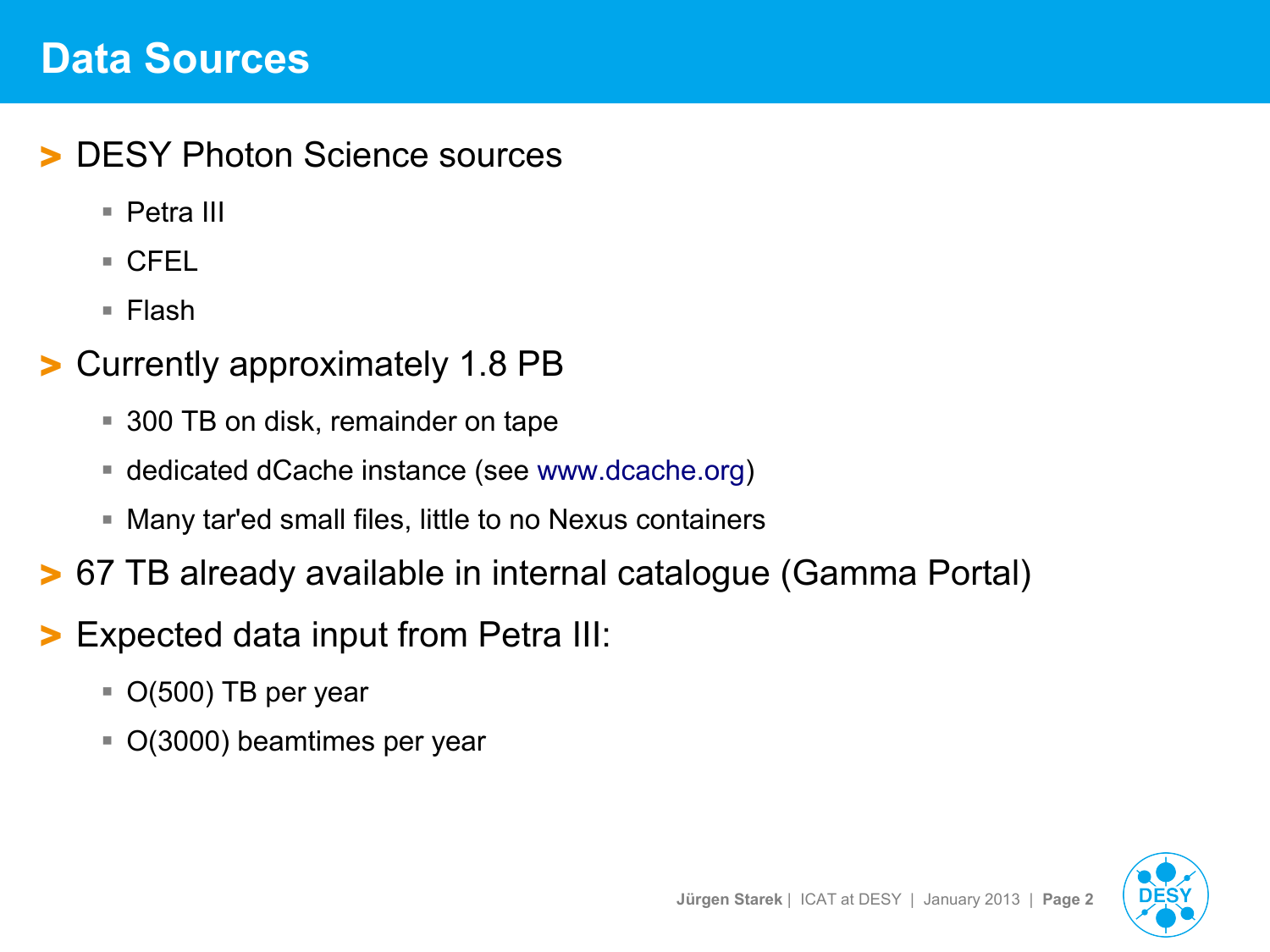# Data Sources

- DESY Photon Science sources
  - Petra III
  - CFEL
  - Flash
- Currently approximately 1.8 PB
  - 300 TB on disk, remainder on tape
  - dedicated dCache instance (see www.dcache.org)
  - Many tar'ed small files, little to no Nexus containers
- 67 TB already available in internal catalogue (Gamma Portal)
- Expected data input from Petra III:
  - O(500) TB per year
  - O(3000) beamtimes per year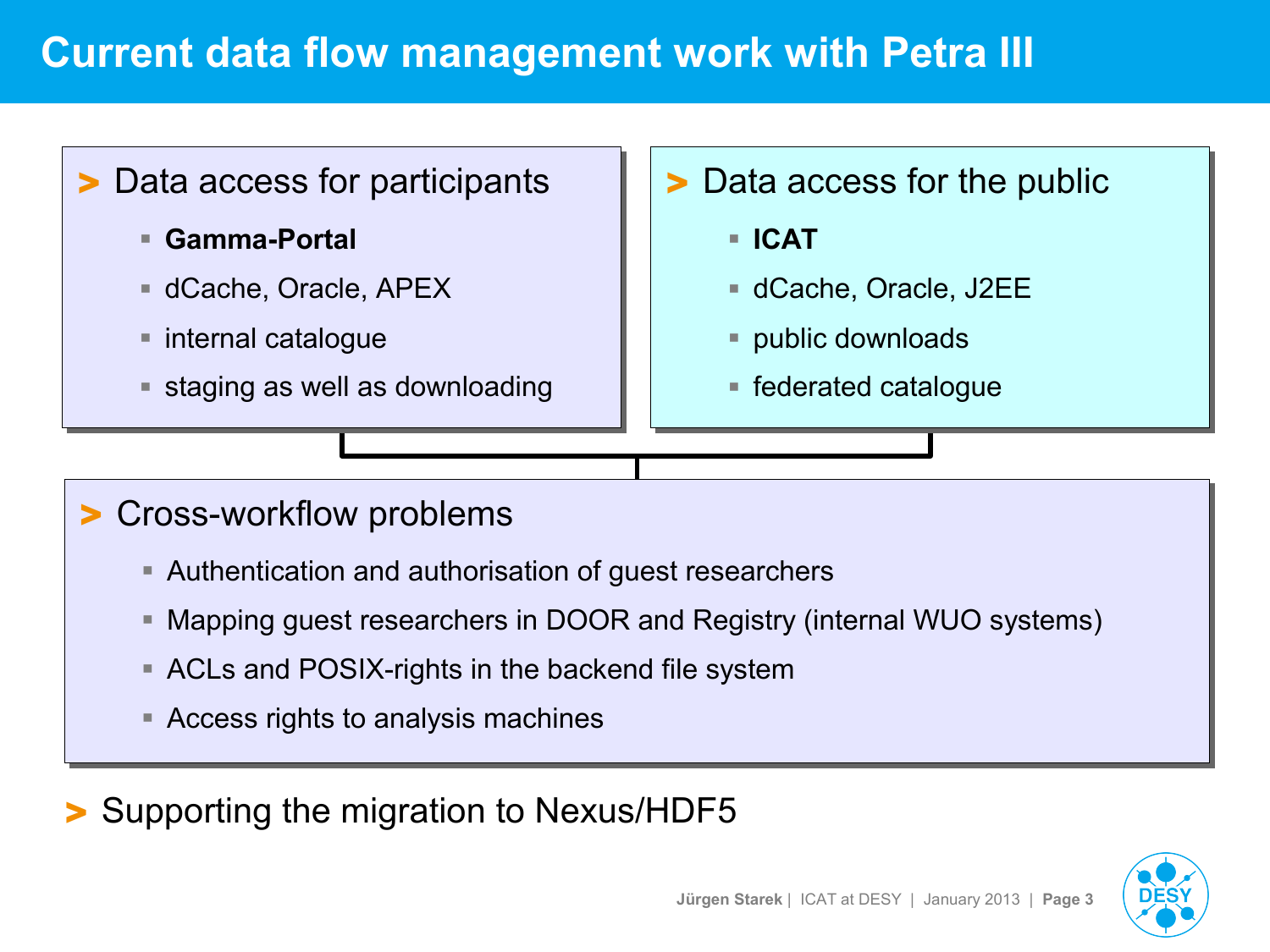# Current data flow management work with Petra III

- Data access for participants
  - **Gamma-Portal**
  - dCache, Oracle, APEX
  - internal catalogue
  - staging as well as downloading

- Data access for the public
  - **ICAT**
  - dCache, Oracle, J2EE
  - public downloads
  - federated catalogue

- Cross-workflow problems
  - Authentication and authorisation of guest researchers
  - Mapping guest researchers in DOOR and Registry (internal WUO systems)
  - ACLs and POSIX-rights in the backend file system
  - Access rights to analysis machines

- Supporting the migration to Nexus/HDF5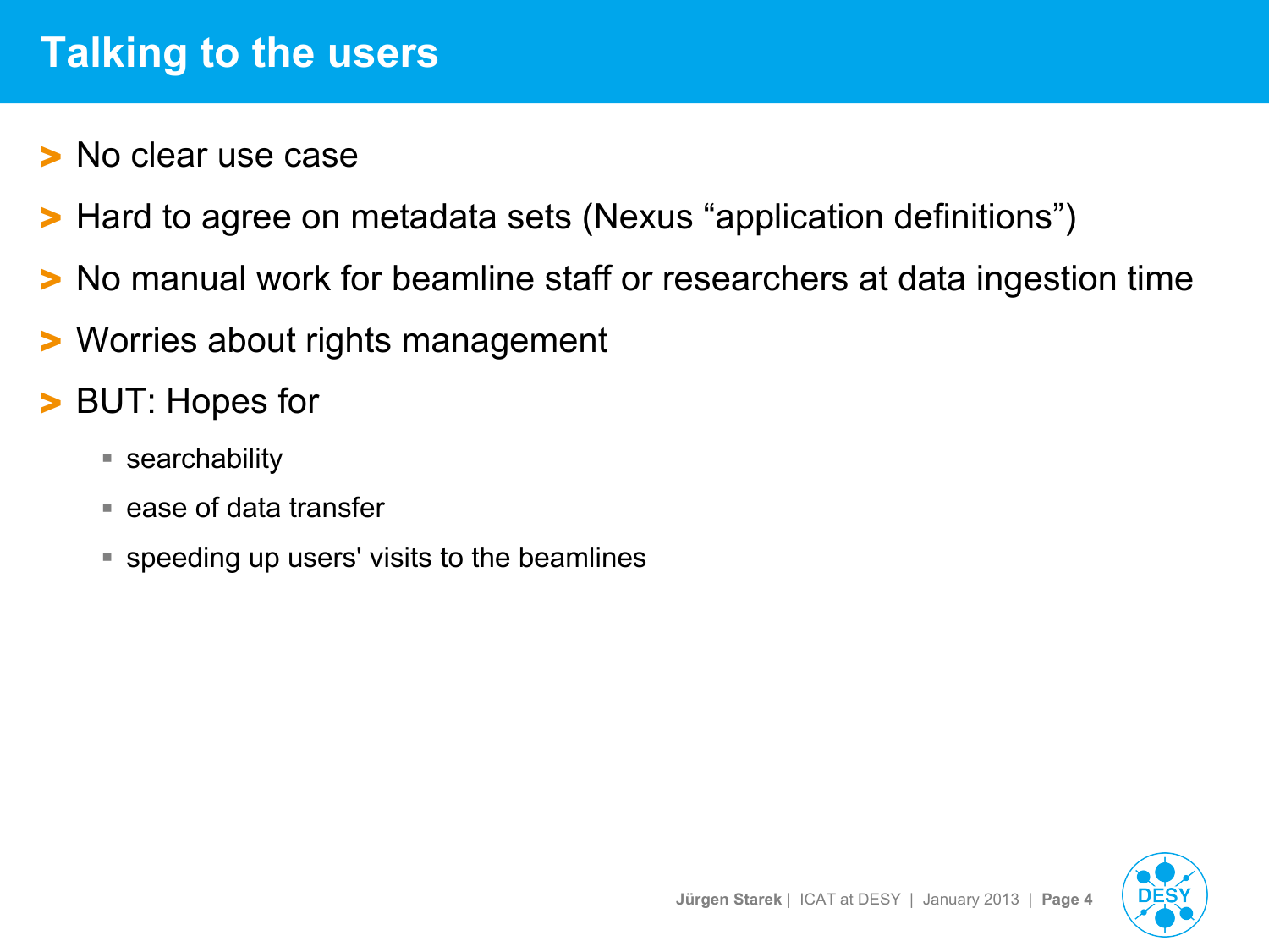# Talking to the users

- No clear use case
- Hard to agree on metadata sets (Nexus “application definitions”)
- No manual work for beamline staff or researchers at data ingestion time
- Worries about rights management
- BUT: Hopes for
  - searchability
  - ease of data transfer
  - speeding up users' visits to the beamlines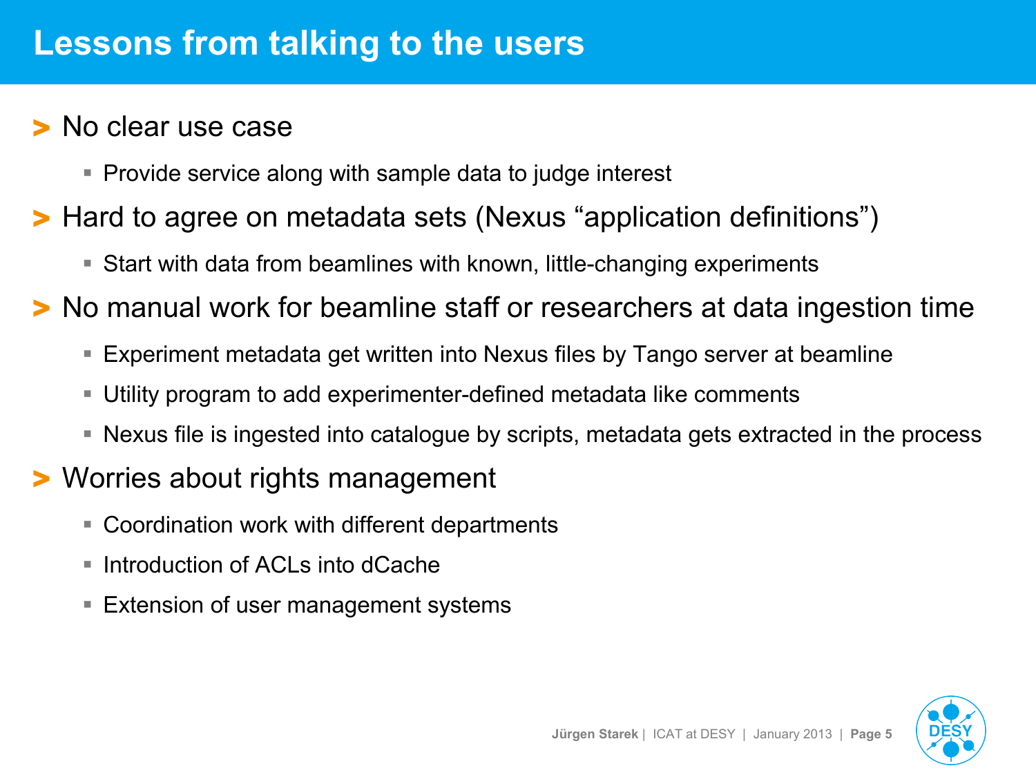# Lessons from talking to the users

- No clear use case
  - Provide service along with sample data to judge interest
- Hard to agree on metadata sets (Nexus “application definitions”)
  - Start with data from beamlines with known, little-changing experiments
- No manual work for beamline staff or researchers at data ingestion time
  - Experiment metadata get written into Nexus files by Tango server at beamline
  - Utility program to add experimenter-defined metadata like comments
  - Nexus file is ingested into catalogue by scripts, metadata gets extracted in the process
- Worries about rights management
  - Coordination work with different departments
  - Introduction of ACLs into dCache
  - Extension of user management systems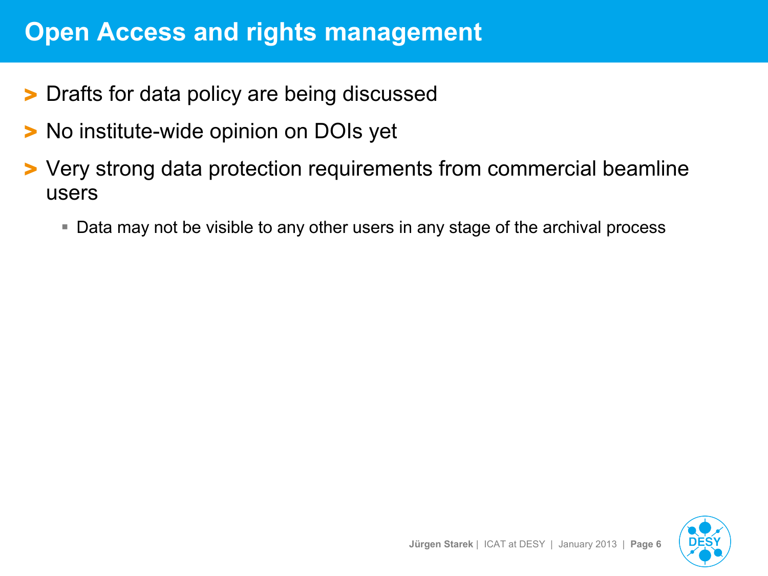# Open Access and rights management

- Drafts for data policy are being discussed
- No institute-wide opinion on DOIs yet
- Very strong data protection requirements from commercial beamline users
  - Data may not be visible to any other users in any stage of the archival process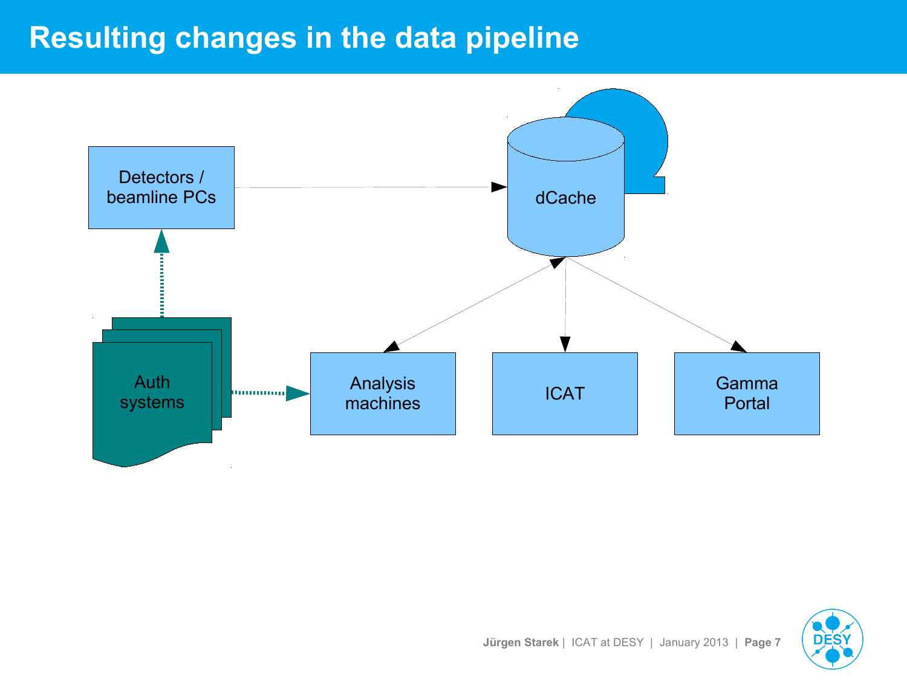# Resulting changes in the data pipeline

Detectors / beamline PCs

dCache

Auth systems

Analysis machines

ICAT

Gamma Portal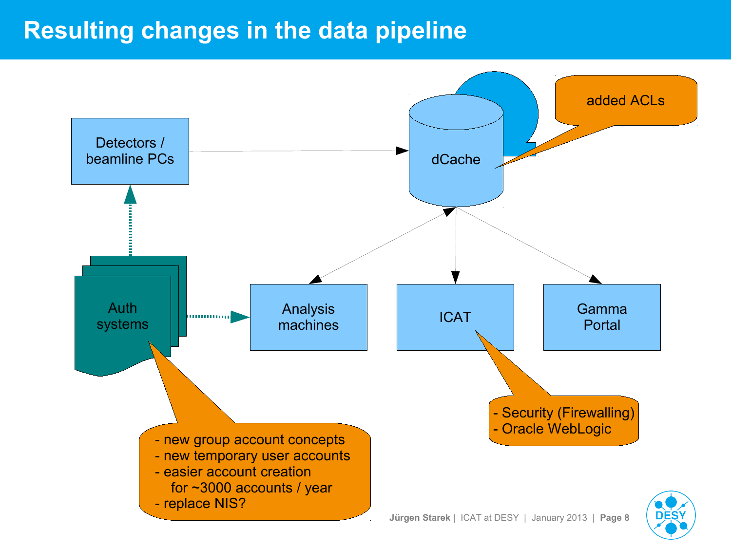# Resulting changes in the data pipeline

Detectors / beamline PCs

dCache

added ACLs

Auth systems

Analysis machines

ICAT

Gamma Portal

- new group account concepts
- new temporary user accounts
- easier account creation for ~3000 accounts / year
- replace NIS?

- Security (Firewalling)
- Oracle WebLogic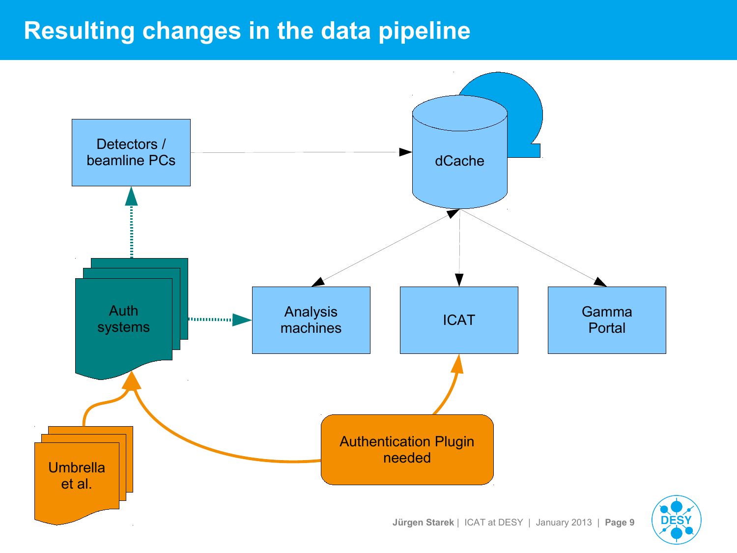# Resulting changes in the data pipeline

Detectors / beamline PCs

dCache

Auth systems

Analysis machines

ICAT

Gamma Portal

Umbrella et al.

Authentication Plugin needed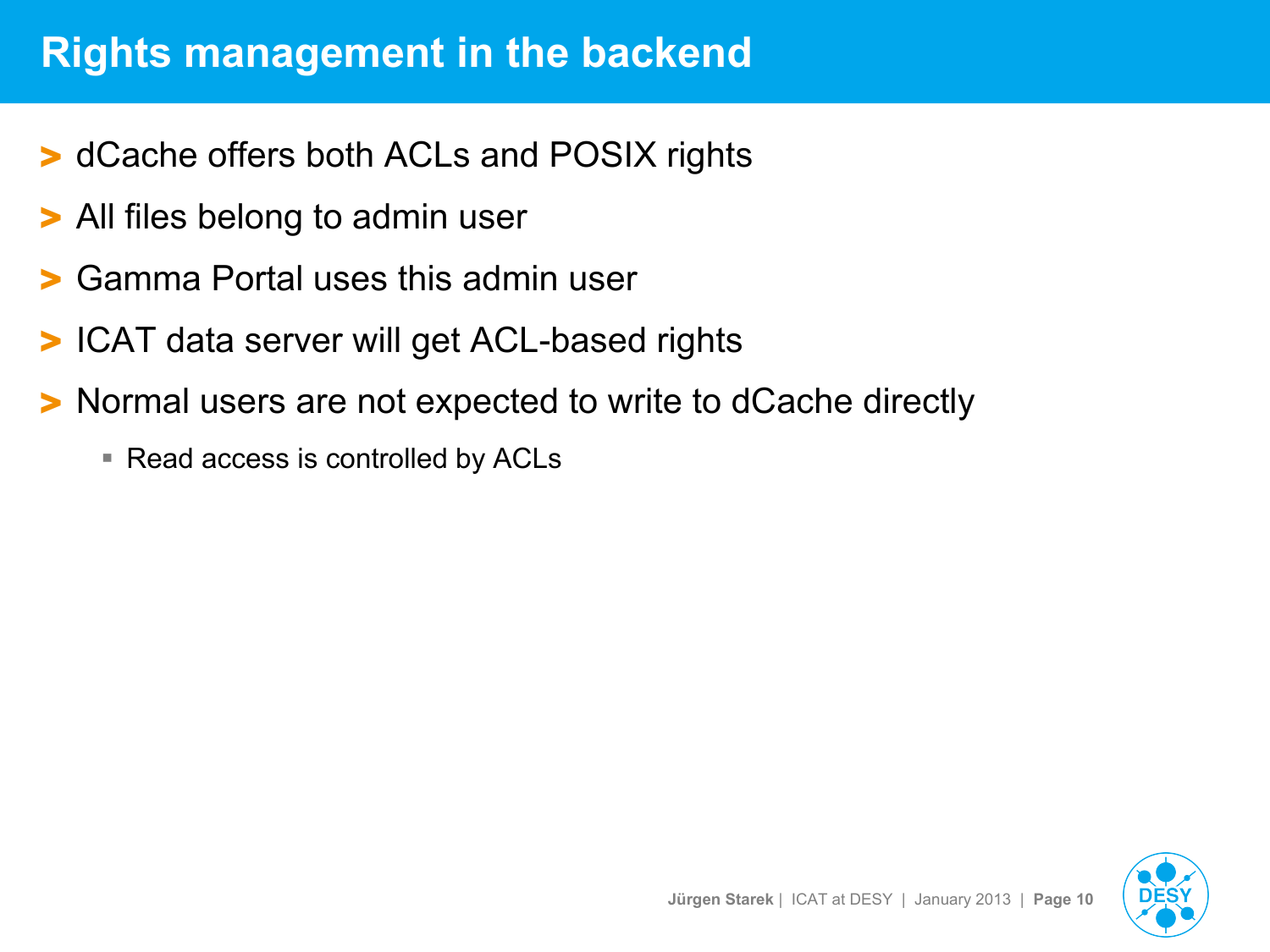# Rights management in the backend

- dCache offers both ACLs and POSIX rights
- All files belong to admin user
- Gamma Portal uses this admin user
- ICAT data server will get ACL-based rights
- Normal users are not expected to write to dCache directly
  - Read access is controlled by ACLs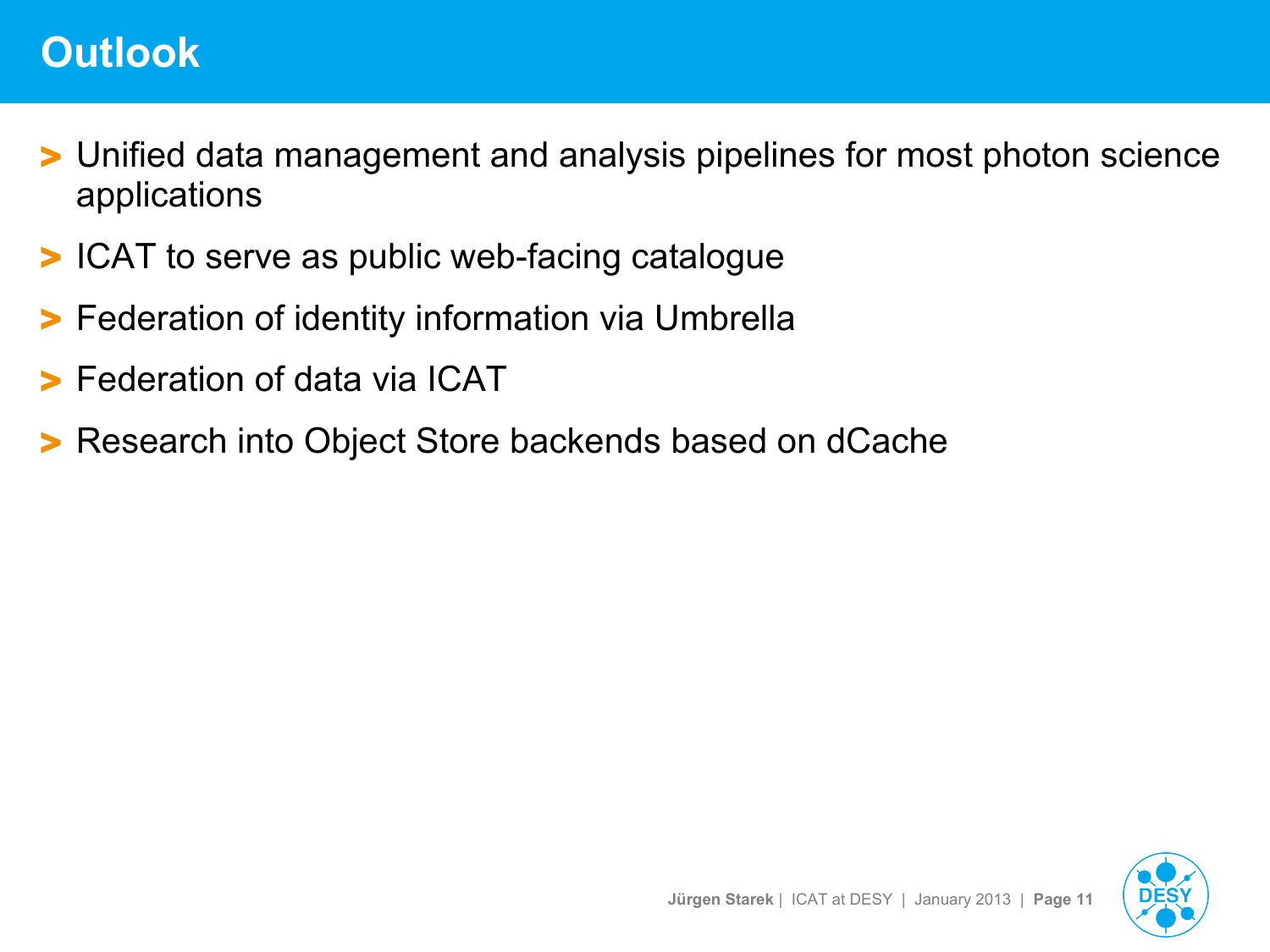# Outlook

- Unified data management and analysis pipelines for most photon science applications
- ICAT to serve as public web-facing catalogue
- Federation of identity information via Umbrella
- Federation of data via ICAT
- Research into Object Store backends based on dCache